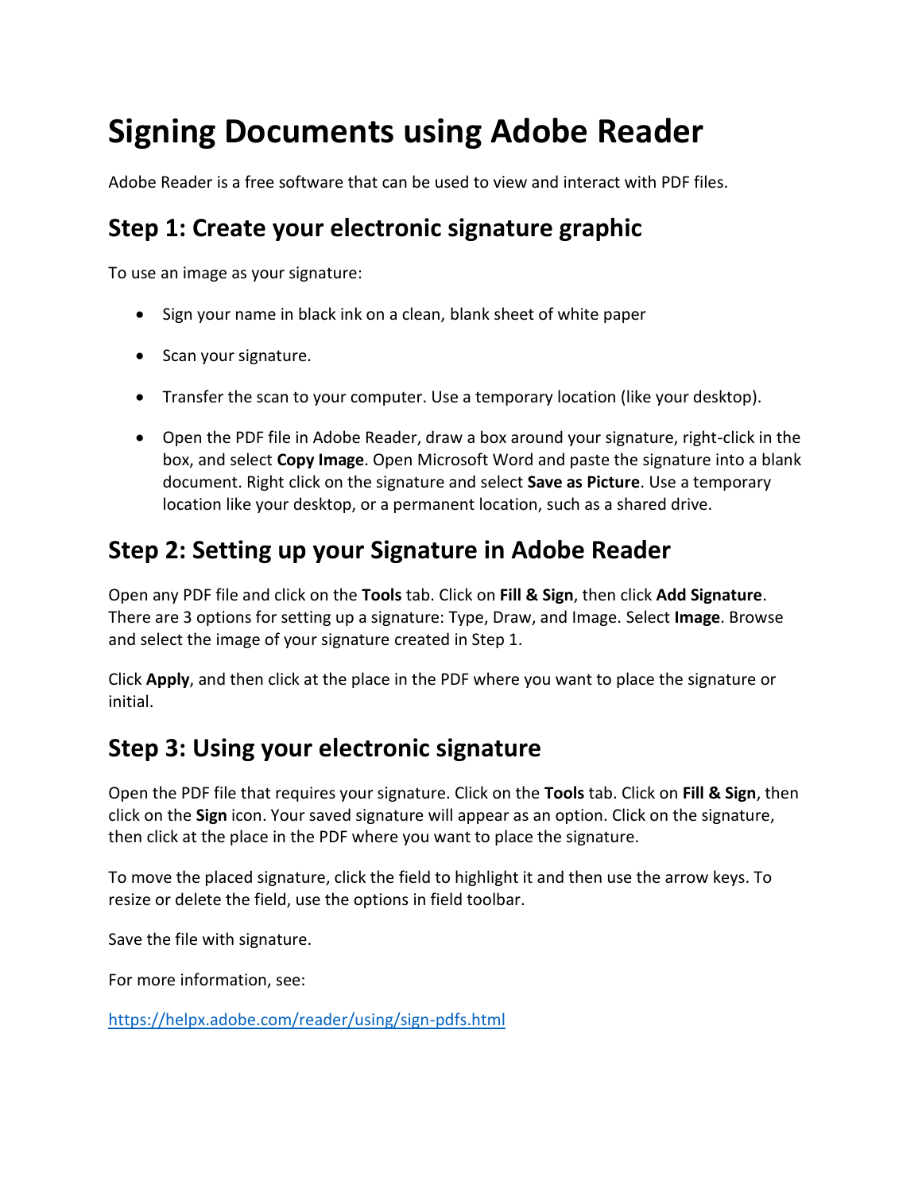# Signing Documents using Adobe Reader

Adobe Reader is a free software that can be used to view and interact with PDF files.

## Step 1: Create your electronic signature graphic

To use an image as your signature:

- Sign your name in black ink on a clean, blank sheet of white paper
- Scan your signature.
- Transfer the scan to your computer. Use a temporary location (like your desktop).
- Open the PDF file in Adobe Reader, draw a box around your signature, right-click in the box, and select **Copy Image**. Open Microsoft Word and paste the signature into a blank document. Right click on the signature and select **Save as Picture**. Use a temporary location like your desktop, or a permanent location, such as a shared drive.

## Step 2: Setting up your Signature in Adobe Reader

Open any PDF file and click on the **Tools** tab. Click on **Fill & Sign**, then click **Add Signature**. There are 3 options for setting up a signature: Type, Draw, and Image. Select **Image**. Browse and select the image of your signature created in Step 1.

Click **Apply**, and then click at the place in the PDF where you want to place the signature or initial.

## Step 3: Using your electronic signature

Open the PDF file that requires your signature. Click on the **Tools** tab. Click on **Fill & Sign**, then click on the **Sign** icon. Your saved signature will appear as an option. Click on the signature, then click at the place in the PDF where you want to place the signature.

To move the placed signature, click the field to highlight it and then use the arrow keys. To resize or delete the field, use the options in field toolbar.

Save the file with signature.

For more information, see:

https://helpx.adobe.com/reader/using/sign-pdfs.html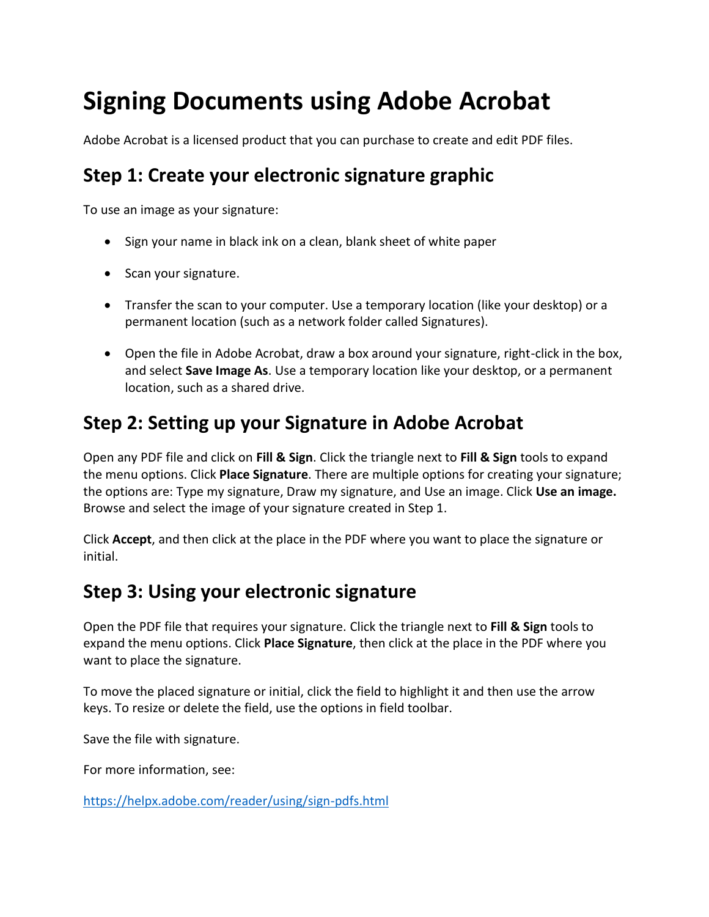# Signing Documents using Adobe Acrobat

Adobe Acrobat is a licensed product that you can purchase to create and edit PDF files.

## Step 1: Create your electronic signature graphic

To use an image as your signature:

- Sign your name in black ink on a clean, blank sheet of white paper
- Scan your signature.
- Transfer the scan to your computer. Use a temporary location (like your desktop) or a permanent location (such as a network folder called Signatures).
- Open the file in Adobe Acrobat, draw a box around your signature, right-click in the box, and select **Save Image As**. Use a temporary location like your desktop, or a permanent location, such as a shared drive.

## Step 2: Setting up your Signature in Adobe Acrobat

Open any PDF file and click on **Fill & Sign**. Click the triangle next to **Fill & Sign** tools to expand the menu options. Click **Place Signature**. There are multiple options for creating your signature; the options are: Type my signature, Draw my signature, and Use an image. Click **Use an image.** Browse and select the image of your signature created in Step 1.

Click **Accept**, and then click at the place in the PDF where you want to place the signature or initial.

## Step 3: Using your electronic signature

Open the PDF file that requires your signature. Click the triangle next to **Fill & Sign** tools to expand the menu options. Click **Place Signature**, then click at the place in the PDF where you want to place the signature.

To move the placed signature or initial, click the field to highlight it and then use the arrow keys. To resize or delete the field, use the options in field toolbar.

Save the file with signature.

For more information, see:

https://helpx.adobe.com/reader/using/sign-pdfs.html